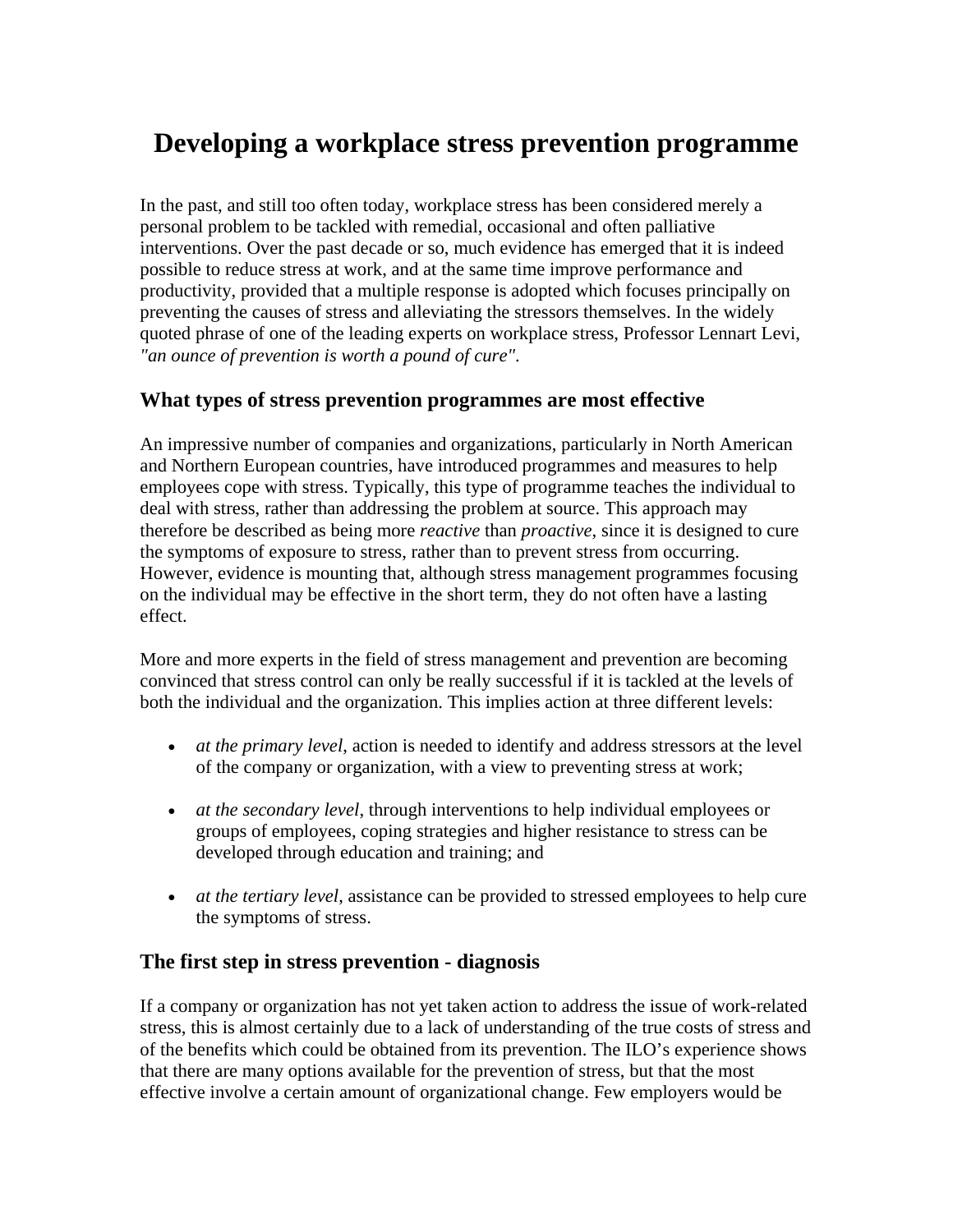# Developing a workplace stress prevention programme

In the past, and still too often today, workplace stress has been considered merely a personal problem to be tackled with remedial, occasional and often palliative interventions. Over the past decade or so, much evidence has emerged that it is indeed possible to reduce stress at work, and at the same time improve performance and productivity, provided that a multiple response is adopted which focuses principally on preventing the causes of stress and alleviating the stressors themselves. In the widely quoted phrase of one of the leading experts on workplace stress, Professor Lennart Levi, *"an ounce of prevention is worth a pound of cure"*.

## What types of stress prevention programmes are most effective

An impressive number of companies and organizations, particularly in North American and Northern European countries, have introduced programmes and measures to help employees cope with stress. Typically, this type of programme teaches the individual to deal with stress, rather than addressing the problem at source. This approach may therefore be described as being more *reactive* than *proactive*, since it is designed to cure the symptoms of exposure to stress, rather than to prevent stress from occurring. However, evidence is mounting that, although stress management programmes focusing on the individual may be effective in the short term, they do not often have a lasting effect.

More and more experts in the field of stress management and prevention are becoming convinced that stress control can only be really successful if it is tackled at the levels of both the individual and the organization. This implies action at three different levels:

- *at the primary level*, action is needed to identify and address stressors at the level of the company or organization, with a view to preventing stress at work;
- *at the secondary level*, through interventions to help individual employees or groups of employees, coping strategies and higher resistance to stress can be developed through education and training; and
- *at the tertiary level*, assistance can be provided to stressed employees to help cure the symptoms of stress.

## The first step in stress prevention - diagnosis

If a company or organization has not yet taken action to address the issue of work-related stress, this is almost certainly due to a lack of understanding of the true costs of stress and of the benefits which could be obtained from its prevention. The ILO's experience shows that there are many options available for the prevention of stress, but that the most effective involve a certain amount of organizational change. Few employers would be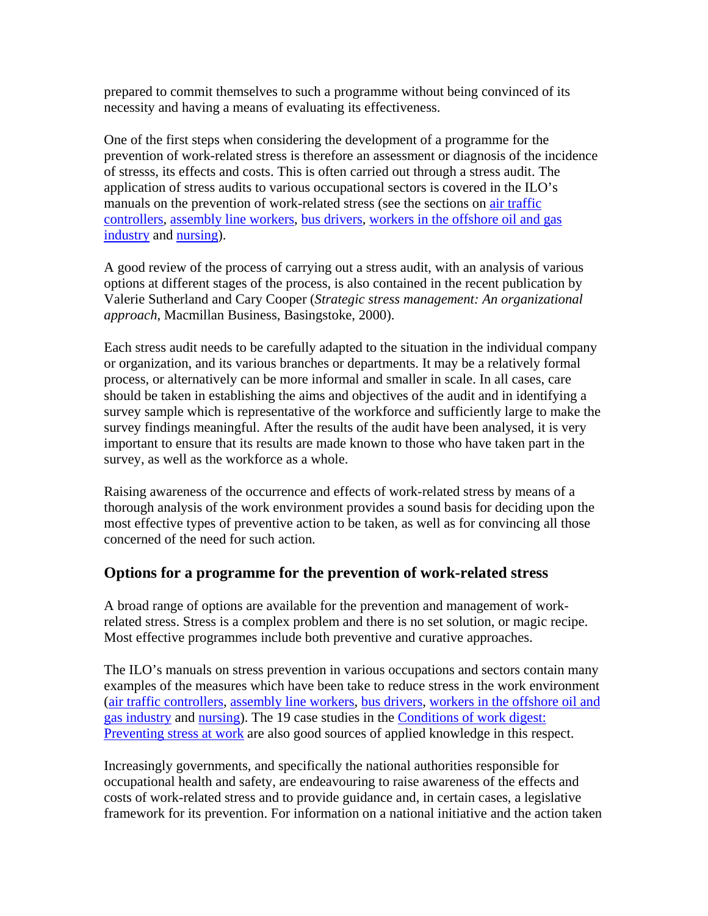prepared to commit themselves to such a programme without being convinced of its necessity and having a means of evaluating its effectiveness.

One of the first steps when considering the development of a programme for the prevention of work-related stress is therefore an assessment or diagnosis of the incidence of stresss, its effects and costs. This is often carried out through a stress audit. The application of stress audits to various occupational sectors is covered in the ILO's manuals on the prevention of work-related stress (see the sections on air traffic controllers, assembly line workers, bus drivers, workers in the offshore oil and gas industry and nursing).

A good review of the process of carrying out a stress audit, with an analysis of various options at different stages of the process, is also contained in the recent publication by Valerie Sutherland and Cary Cooper (*Strategic stress management: An organizational approach*, Macmillan Business, Basingstoke, 2000).

Each stress audit needs to be carefully adapted to the situation in the individual company or organization, and its various branches or departments. It may be a relatively formal process, or alternatively can be more informal and smaller in scale. In all cases, care should be taken in establishing the aims and objectives of the audit and in identifying a survey sample which is representative of the workforce and sufficiently large to make the survey findings meaningful. After the results of the audit have been analysed, it is very important to ensure that its results are made known to those who have taken part in the survey, as well as the workforce as a whole.

Raising awareness of the occurrence and effects of work-related stress by means of a thorough analysis of the work environment provides a sound basis for deciding upon the most effective types of preventive action to be taken, as well as for convincing all those concerned of the need for such action.

## Options for a programme for the prevention of work-related stress

A broad range of options are available for the prevention and management of work-related stress. Stress is a complex problem and there is no set solution, or magic recipe. Most effective programmes include both preventive and curative approaches.

The ILO's manuals on stress prevention in various occupations and sectors contain many examples of the measures which have been take to reduce stress in the work environment (air traffic controllers, assembly line workers, bus drivers, workers in the offshore oil and gas industry and nursing). The 19 case studies in the Conditions of work digest: Preventing stress at work are also good sources of applied knowledge in this respect.

Increasingly governments, and specifically the national authorities responsible for occupational health and safety, are endeavouring to raise awareness of the effects and costs of work-related stress and to provide guidance and, in certain cases, a legislative framework for its prevention. For information on a national initiative and the action taken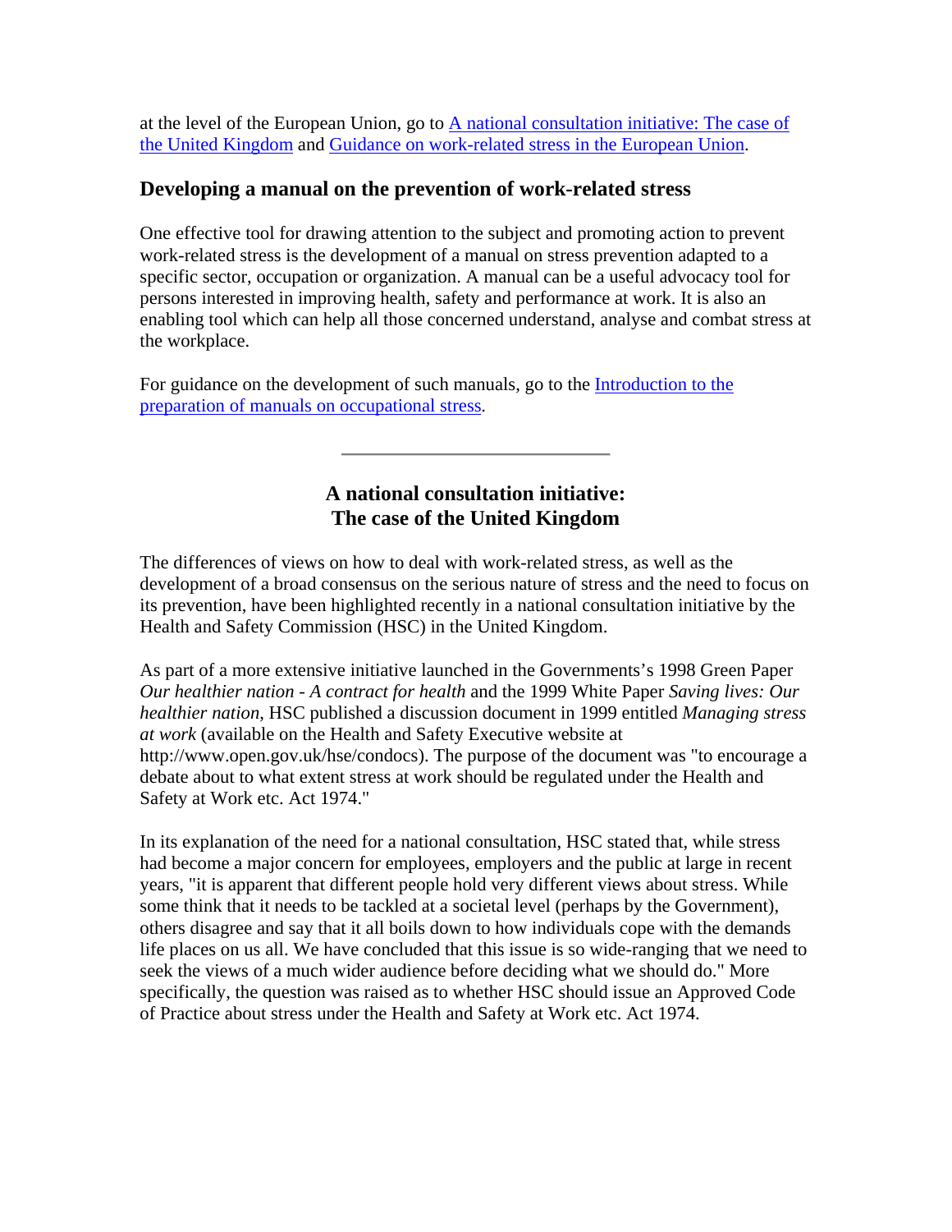at the level of the European Union, go to [A national consultation initiative: The case of the United Kingdom]() and [Guidance on work-related stress in the European Union]().

## Developing a manual on the prevention of work-related stress

One effective tool for drawing attention to the subject and promoting action to prevent work-related stress is the development of a manual on stress prevention adapted to a specific sector, occupation or organization. A manual can be a useful advocacy tool for persons interested in improving health, safety and performance at work. It is also an enabling tool which can help all those concerned understand, analyse and combat stress at the workplace.

For guidance on the development of such manuals, go to the [Introduction to the preparation of manuals on occupational stress]().

---

## A national consultation initiative: The case of the United Kingdom

The differences of views on how to deal with work-related stress, as well as the development of a broad consensus on the serious nature of stress and the need to focus on its prevention, have been highlighted recently in a national consultation initiative by the Health and Safety Commission (HSC) in the United Kingdom.

As part of a more extensive initiative launched in the Governments's 1998 Green Paper *Our healthier nation - A contract for health* and the 1999 White Paper *Saving lives: Our healthier nation*, HSC published a discussion document in 1999 entitled *Managing stress at work* (available on the Health and Safety Executive website at http://www.open.gov.uk/hse/condocs). The purpose of the document was "to encourage a debate about to what extent stress at work should be regulated under the Health and Safety at Work etc. Act 1974."

In its explanation of the need for a national consultation, HSC stated that, while stress had become a major concern for employees, employers and the public at large in recent years, "it is apparent that different people hold very different views about stress. While some think that it needs to be tackled at a societal level (perhaps by the Government), others disagree and say that it all boils down to how individuals cope with the demands life places on us all. We have concluded that this issue is so wide-ranging that we need to seek the views of a much wider audience before deciding what we should do." More specifically, the question was raised as to whether HSC should issue an Approved Code of Practice about stress under the Health and Safety at Work etc. Act 1974.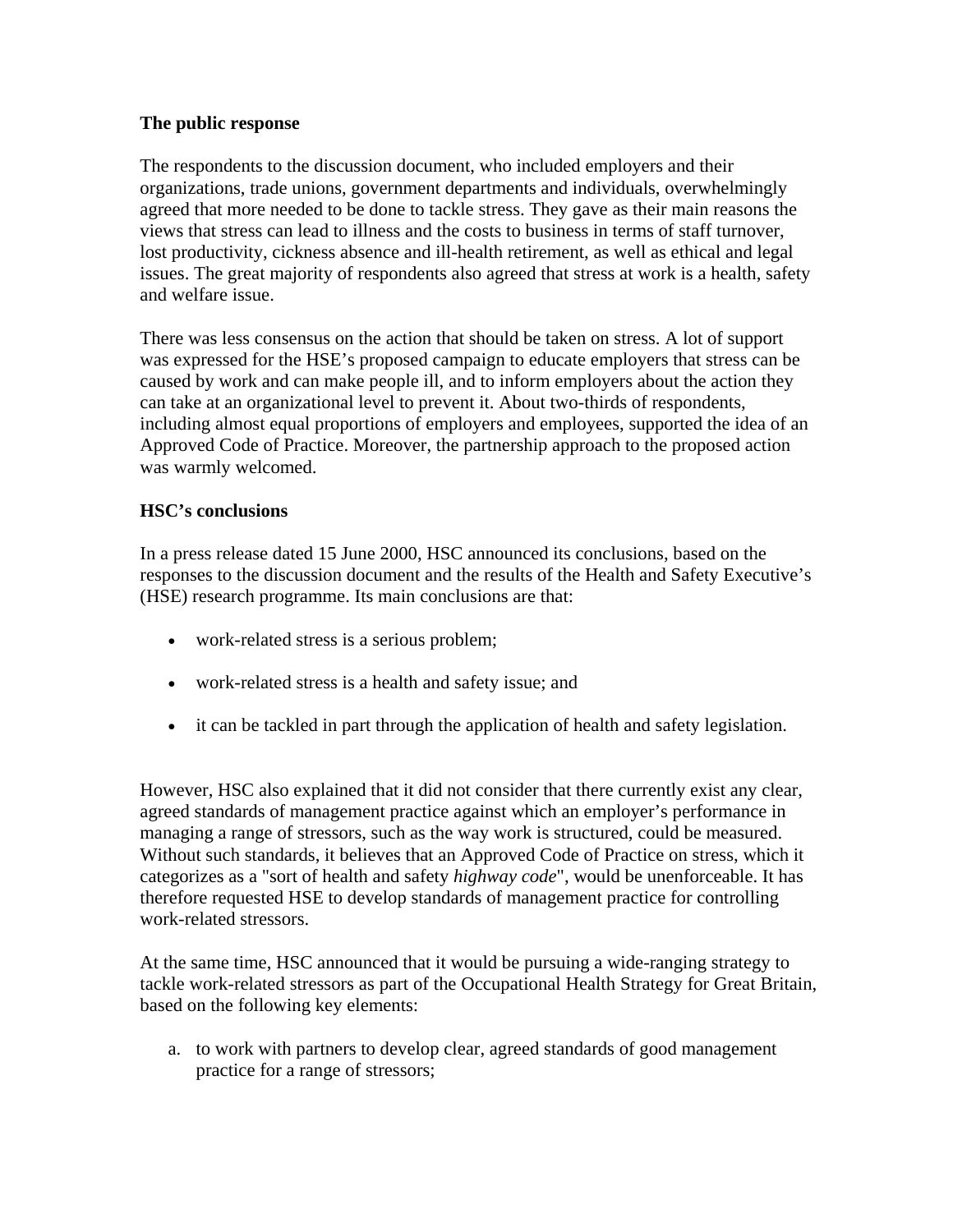**The public response**

The respondents to the discussion document, who included employers and their organizations, trade unions, government departments and individuals, overwhelmingly agreed that more needed to be done to tackle stress. They gave as their main reasons the views that stress can lead to illness and the costs to business in terms of staff turnover, lost productivity, cickness absence and ill-health retirement, as well as ethical and legal issues. The great majority of respondents also agreed that stress at work is a health, safety and welfare issue.

There was less consensus on the action that should be taken on stress. A lot of support was expressed for the HSE's proposed campaign to educate employers that stress can be caused by work and can make people ill, and to inform employers about the action they can take at an organizational level to prevent it. About two-thirds of respondents, including almost equal proportions of employers and employees, supported the idea of an Approved Code of Practice. Moreover, the partnership approach to the proposed action was warmly welcomed.

**HSC's conclusions**

In a press release dated 15 June 2000, HSC announced its conclusions, based on the responses to the discussion document and the results of the Health and Safety Executive's (HSE) research programme. Its main conclusions are that:

- work-related stress is a serious problem;
- work-related stress is a health and safety issue; and
- it can be tackled in part through the application of health and safety legislation.

However, HSC also explained that it did not consider that there currently exist any clear, agreed standards of management practice against which an employer's performance in managing a range of stressors, such as the way work is structured, could be measured. Without such standards, it believes that an Approved Code of Practice on stress, which it categorizes as a "sort of health and safety *highway code*", would be unenforceable. It has therefore requested HSE to develop standards of management practice for controlling work-related stressors.

At the same time, HSC announced that it would be pursuing a wide-ranging strategy to tackle work-related stressors as part of the Occupational Health Strategy for Great Britain, based on the following key elements:

a. to work with partners to develop clear, agreed standards of good management practice for a range of stressors;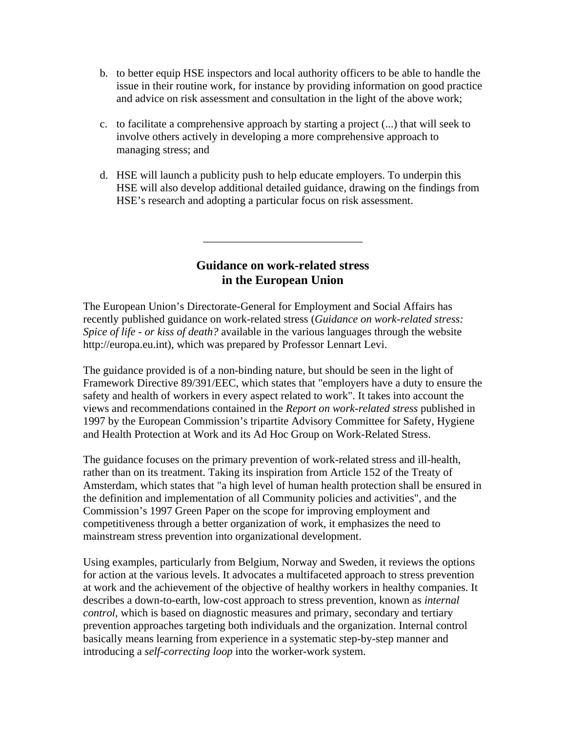b. to better equip HSE inspectors and local authority officers to be able to handle the issue in their routine work, for instance by providing information on good practice and advice on risk assessment and consultation in the light of the above work;

c. to facilitate a comprehensive approach by starting a project (...) that will seek to involve others actively in developing a more comprehensive approach to managing stress; and

d. HSE will launch a publicity push to help educate employers. To underpin this HSE will also develop additional detailed guidance, drawing on the findings from HSE's research and adopting a particular focus on risk assessment.

---

## Guidance on work-related stress in the European Union

The European Union's Directorate-General for Employment and Social Affairs has recently published guidance on work-related stress (*Guidance on work-related stress: Spice of life - or kiss of death?* available in the various languages through the website http://europa.eu.int), which was prepared by Professor Lennart Levi.

The guidance provided is of a non-binding nature, but should be seen in the light of Framework Directive 89/391/EEC, which states that "employers have a duty to ensure the safety and health of workers in every aspect related to work". It takes into account the views and recommendations contained in the *Report on work-related stress* published in 1997 by the European Commission's tripartite Advisory Committee for Safety, Hygiene and Health Protection at Work and its Ad Hoc Group on Work-Related Stress.

The guidance focuses on the primary prevention of work-related stress and ill-health, rather than on its treatment. Taking its inspiration from Article 152 of the Treaty of Amsterdam, which states that "a high level of human health protection shall be ensured in the definition and implementation of all Community policies and activities", and the Commission's 1997 Green Paper on the scope for improving employment and competitiveness through a better organization of work, it emphasizes the need to mainstream stress prevention into organizational development.

Using examples, particularly from Belgium, Norway and Sweden, it reviews the options for action at the various levels. It advocates a multifaceted approach to stress prevention at work and the achievement of the objective of healthy workers in healthy companies. It describes a down-to-earth, low-cost approach to stress prevention, known as *internal control*, which is based on diagnostic measures and primary, secondary and tertiary prevention approaches targeting both individuals and the organization. Internal control basically means learning from experience in a systematic step-by-step manner and introducing a *self-correcting loop* into the worker-work system.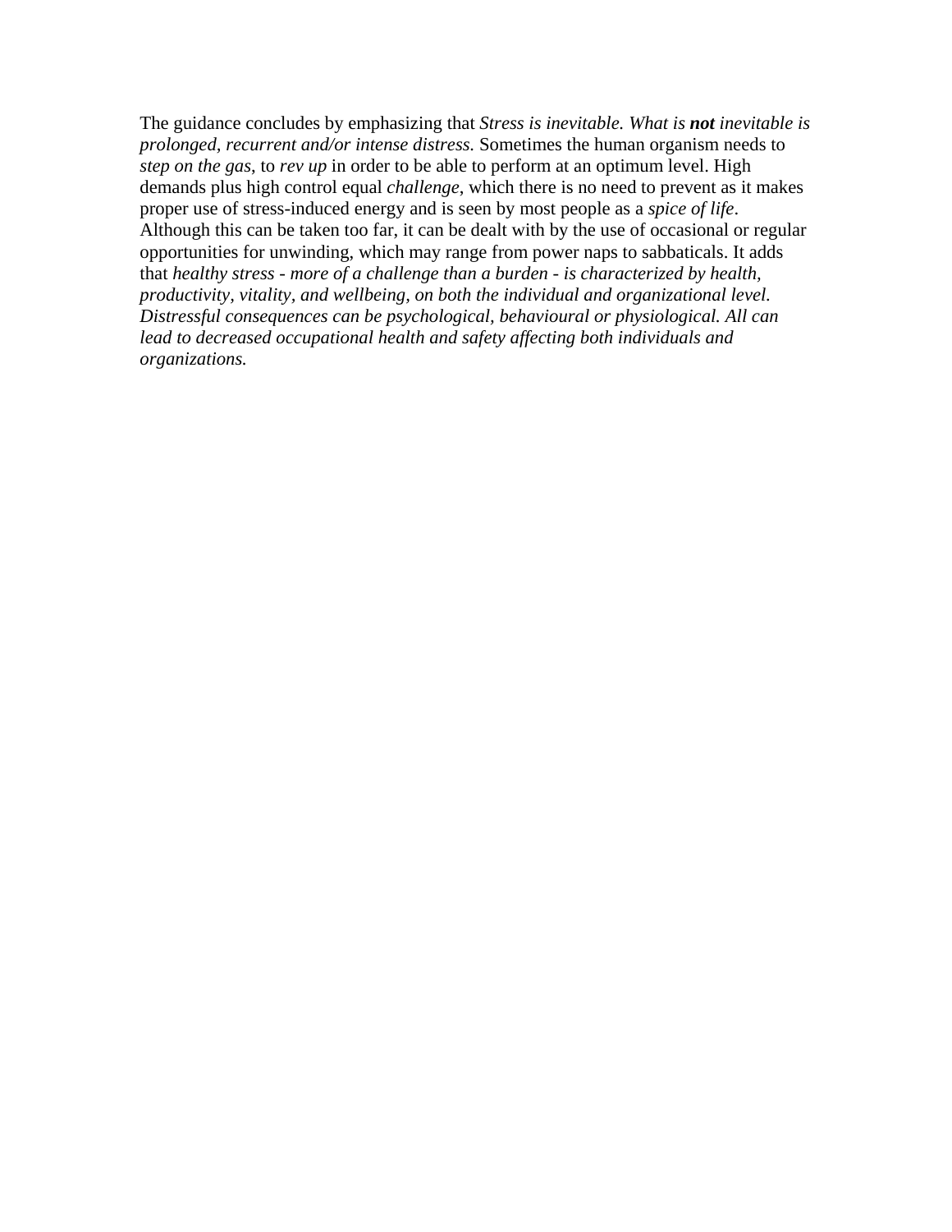The guidance concludes by emphasizing that *Stress is inevitable. What is **not** inevitable is prolonged, recurrent and/or intense distress.* Sometimes the human organism needs to *step on the gas*, to *rev up* in order to be able to perform at an optimum level. High demands plus high control equal *challenge*, which there is no need to prevent as it makes proper use of stress-induced energy and is seen by most people as a *spice of life*. Although this can be taken too far, it can be dealt with by the use of occasional or regular opportunities for unwinding, which may range from power naps to sabbaticals. It adds that *healthy stress - more of a challenge than a burden - is characterized by health, productivity, vitality, and wellbeing, on both the individual and organizational level. Distressful consequences can be psychological, behavioural or physiological. All can lead to decreased occupational health and safety affecting both individuals and organizations.*